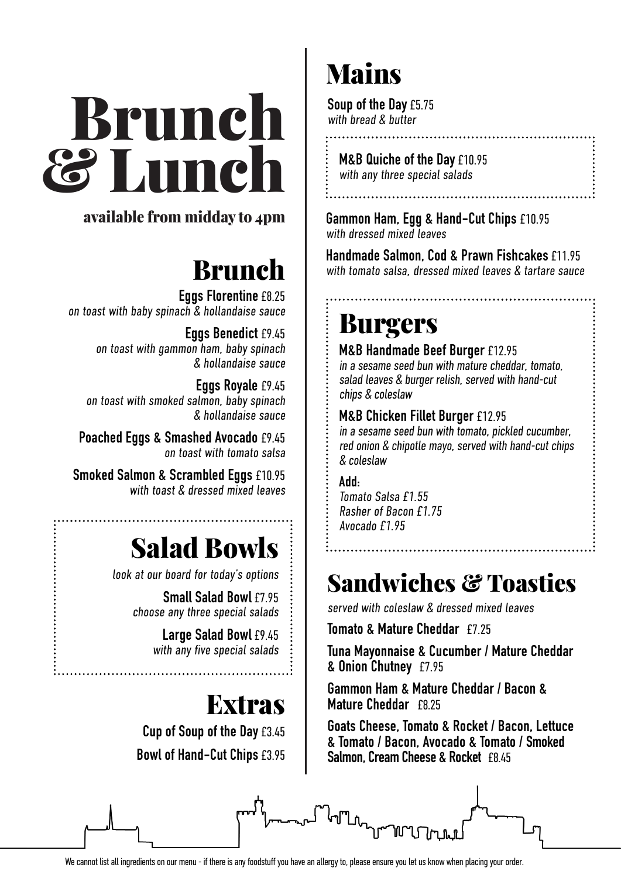# Brunch & Lunch

**available from midday to 4pm**

## Brunch

**Eggs Florentine** £8.25
*on toast with baby spinach & hollandaise sauce*

**Eggs Benedict** £9.45
*on toast with gammon ham, baby spinach & hollandaise sauce*

**Eggs Royale** £9.45
*on toast with smoked salmon, baby spinach & hollandaise sauce*

**Poached Eggs & Smashed Avocado** £9.45
*on toast with tomato salsa*

**Smoked Salmon & Scrambled Eggs** £10.95
*with toast & dressed mixed leaves*

## Salad Bowls

*look at our board for today's options*

**Small Salad Bowl** £7.95
*choose any three special salads*

**Large Salad Bowl** £9.45
*with any five special salads*

## Extras

**Cup of Soup of the Day** £3.45

**Bowl of Hand-Cut Chips** £3.95

## Mains

**Soup of the Day** £5.75
*with bread & butter*

**M&B Quiche of the Day** £10.95
*with any three special salads*

**Gammon Ham, Egg & Hand-Cut Chips** £10.95
*with dressed mixed leaves*

**Handmade Salmon, Cod & Prawn Fishcakes** £11.95
*with tomato salsa, dressed mixed leaves & tartare sauce*

## Burgers

**M&B Handmade Beef Burger** £12.95
*in a sesame seed bun with mature cheddar, tomato, salad leaves & burger relish, served with hand-cut chips & coleslaw*

**M&B Chicken Fillet Burger** £12.95
*in a sesame seed bun with tomato, pickled cucumber, red onion & chipotle mayo, served with hand-cut chips & coleslaw*

**Add:**
*Tomato Salsa £1.55*
*Rasher of Bacon £1.75*
*Avocado £1.95*

## Sandwiches & Toasties

*served with coleslaw & dressed mixed leaves*

**Tomato & Mature Cheddar** £7.25

**Tuna Mayonnaise & Cucumber / Mature Cheddar & Onion Chutney** £7.95

**Gammon Ham & Mature Cheddar / Bacon & Mature Cheddar** £8.25

**Goats Cheese, Tomato & Rocket / Bacon, Lettuce & Tomato / Bacon, Avocado & Tomato / Smoked Salmon, Cream Cheese & Rocket** £8.45

We cannot list all ingredients on our menu - if there is any foodstuff you have an allergy to, please ensure you let us know when placing your order.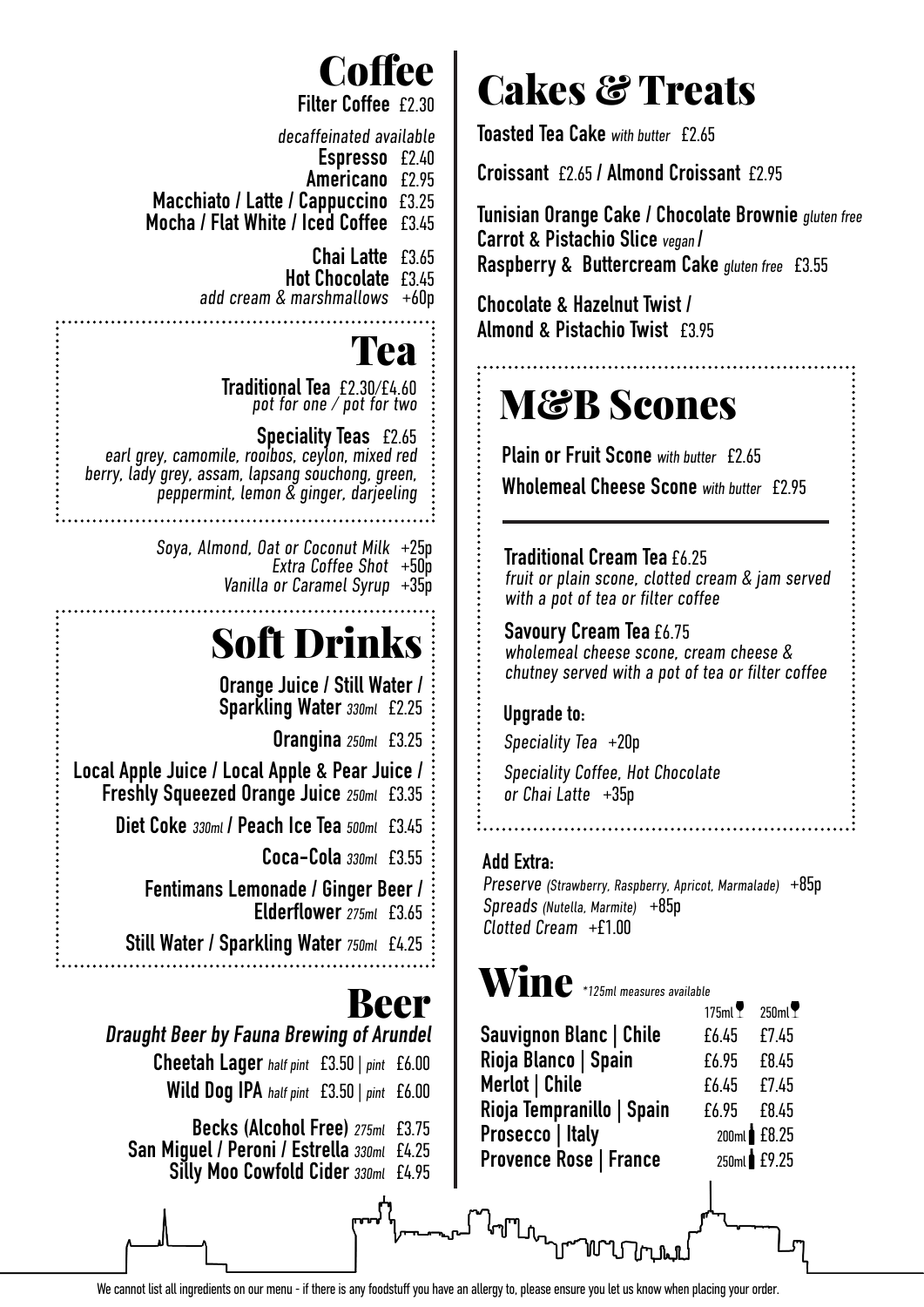# Coffee

**Filter Coffee** £2.30
*decaffeinated available*
**Espresso** £2.40
**Americano** £2.95
**Macchiato / Latte / Cappuccino** £3.25
**Mocha / Flat White / Iced Coffee** £3.45

**Chai Latte** £3.65
**Hot Chocolate** £3.45
*add cream & marshmallows* +60p

# Tea

**Traditional Tea** £2.30/£4.60
*pot for one / pot for two*

**Speciality Teas** £2.65
*earl grey, camomile, rooibos, ceylon, mixed red berry, lady grey, assam, lapsang souchong, green, peppermint, lemon & ginger, darjeeling*

*Soya, Almond, Oat or Coconut Milk* +25p
*Extra Coffee Shot* +50p
*Vanilla or Caramel Syrup* +35p

# Soft Drinks

**Orange Juice / Still Water / Sparkling Water** *330ml* £2.25

**Orangina** *250ml* £3.25

**Local Apple Juice / Local Apple & Pear Juice / Freshly Squeezed Orange Juice** *250ml* £3.35

**Diet Coke** *330ml* **/ Peach Ice Tea** *500ml* £3.45

**Coca-Cola** *330ml* £3.55

**Fentimans Lemonade / Ginger Beer / Elderflower** *275ml* £3.65

**Still Water / Sparkling Water** *750ml* £4.25

# Beer

***Draught Beer by Fauna Brewing of Arundel***

**Cheetah Lager** *half pint* £3.50 | *pint* £6.00
**Wild Dog IPA** *half pint* £3.50 | *pint* £6.00

**Becks (Alcohol Free)** *275ml* £3.75
**San Miguel / Peroni / Estrella** *330ml* £4.25
**Silly Moo Cowfold Cider** *330ml* £4.95

# Cakes & Treats

**Toasted Tea Cake** *with butter* £2.65

**Croissant** £2.65 **/ Almond Croissant** £2.95

**Tunisian Orange Cake / Chocolate Brownie** *gluten free*
**Carrot & Pistachio Slice** *vegan* **/**
**Raspberry & Buttercream Cake** *gluten free* £3.55

**Chocolate & Hazelnut Twist /**
**Almond & Pistachio Twist** £3.95

# M&B Scones

**Plain or Fruit Scone** *with butter* £2.65

**Wholemeal Cheese Scone** *with butter* £2.95

**Traditional Cream Tea** £6.25
*fruit or plain scone, clotted cream & jam served with a pot of tea or filter coffee*

**Savoury Cream Tea** £6.75
*wholemeal cheese scone, cream cheese & chutney served with a pot of tea or filter coffee*

**Upgrade to:**

*Speciality Tea* +20p

*Speciality Coffee, Hot Chocolate or Chai Latte* +35p

**Add Extra:**
*Preserve (Strawberry, Raspberry, Apricot, Marmalade)* +85p
*Spreads (Nutella, Marmite)* +85p
*Clotted Cream* +£1.00

# Wine

*\*125ml measures available*

| | 175ml | 250ml |
|---|---|---|
| **Sauvignon Blanc \| Chile** | £6.45 | £7.45 |
| **Rioja Blanco \| Spain** | £6.95 | £8.45 |
| **Merlot \| Chile** | £6.45 | £7.45 |
| **Rioja Tempranillo \| Spain** | £6.95 | £8.45 |
| **Prosecco \| Italy** | | 200ml £8.25 |
| **Provence Rose \| France** | | 250ml £9.25 |

We cannot list all ingredients on our menu - if there is any foodstuff you have an allergy to, please ensure you let us know when placing your order.